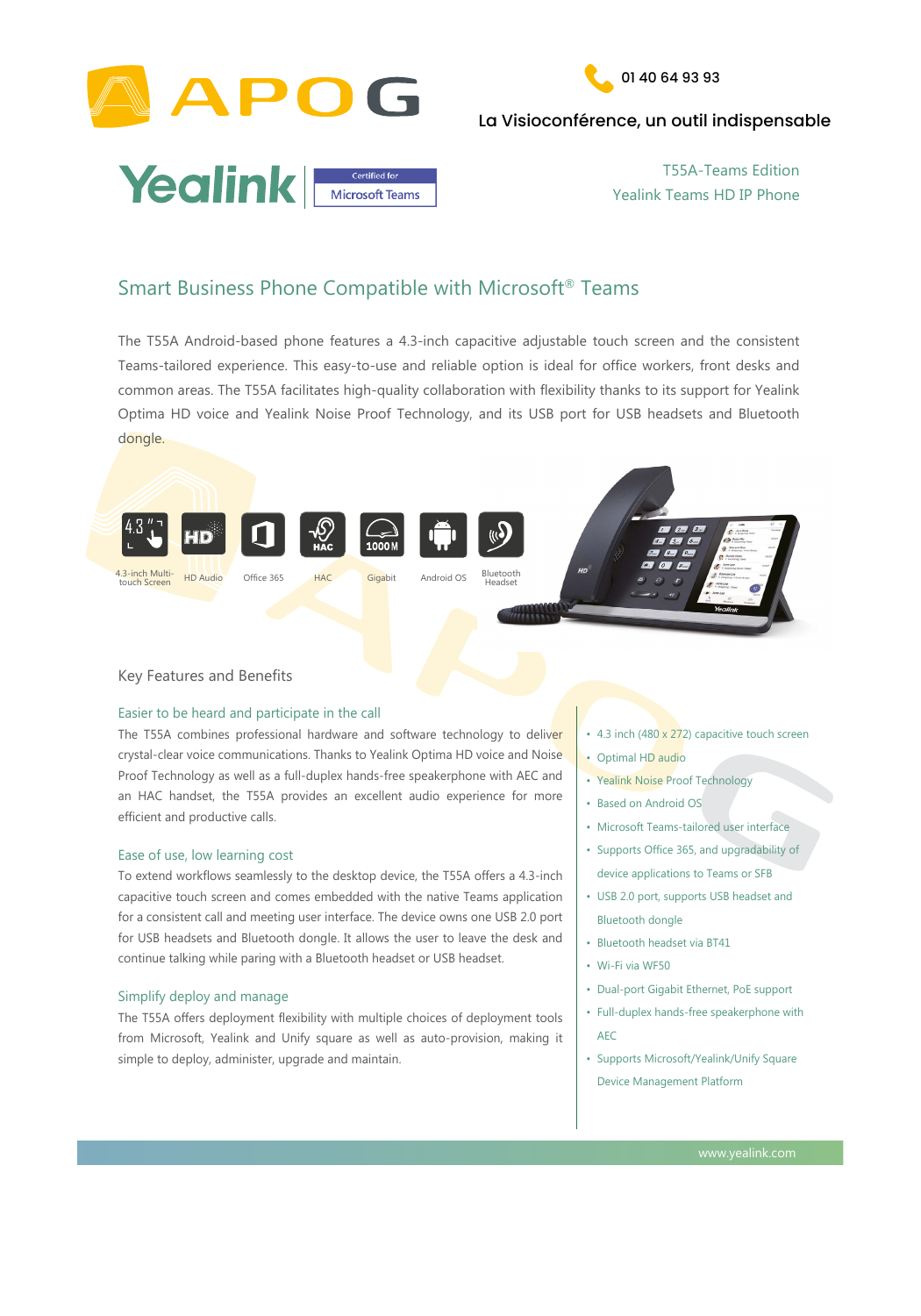APOG

01 40 64 93 93

La Visioconférence, un outil indispensable

Yealink | Certified for Microsoft Teams

T55A-Teams Edition
Yealink Teams HD IP Phone

## Smart Business Phone Compatible with Microsoft® Teams

The T55A Android-based phone features a 4.3-inch capacitive adjustable touch screen and the consistent Teams-tailored experience. This easy-to-use and reliable option is ideal for office workers, front desks and common areas. The T55A facilitates high-quality collaboration with flexibility thanks to its support for Yealink Optima HD voice and Yealink Noise Proof Technology, and its USB port for USB headsets and Bluetooth dongle.

4.3-inch Multi-touch Screen | HD Audio | Office 365 | HAC | Gigabit | Android OS | Bluetooth Headset

### Key Features and Benefits

#### Easier to be heard and participate in the call

The T55A combines professional hardware and software technology to deliver crystal-clear voice communications. Thanks to Yealink Optima HD voice and Noise Proof Technology as well as a full-duplex hands-free speakerphone with AEC and an HAC handset, the T55A provides an excellent audio experience for more efficient and productive calls.

#### Ease of use, low learning cost

To extend workflows seamlessly to the desktop device, the T55A offers a 4.3-inch capacitive touch screen and comes embedded with the native Teams application for a consistent call and meeting user interface. The device owns one USB 2.0 port for USB headsets and Bluetooth dongle. It allows the user to leave the desk and continue talking while paring with a Bluetooth headset or USB headset.

#### Simplify deploy and manage

The T55A offers deployment flexibility with multiple choices of deployment tools from Microsoft, Yealink and Unify square as well as auto-provision, making it simple to deploy, administer, upgrade and maintain.

- 4.3 inch (480 x 272) capacitive touch screen
- Optimal HD audio
- Yealink Noise Proof Technology
- Based on Android OS
- Microsoft Teams-tailored user interface
- Supports Office 365, and upgradability of device applications to Teams or SFB
- USB 2.0 port, supports USB headset and Bluetooth dongle
- Bluetooth headset via BT41
- Wi-Fi via WF50
- Dual-port Gigabit Ethernet, PoE support
- Full-duplex hands-free speakerphone with AEC
- Supports Microsoft/Yealink/Unify Square Device Management Platform

www.yealink.com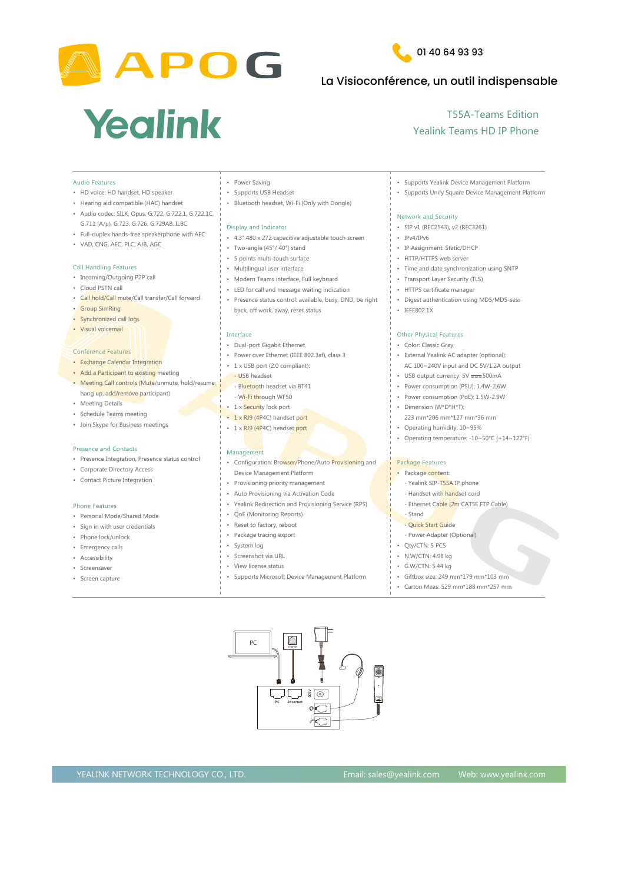# APOG

01 40 64 93 93

La Visioconférence, un outil indispensable

# Yealink

## T55A-Teams Edition
## Yealink Teams HD IP Phone

### Audio Features

- HD voice: HD handset, HD speaker
- Hearing aid compatible (HAC) handset
- Audio codec: SILK, Opus, G.722, G.722.1, G.722.1C, G.711 (A/μ), G.723, G.726, G.729AB, ILBC
- Full-duplex hands-free speakerphone with AEC
- VAD, CNG, AEC, PLC, AJB, AGC

### Call Handling Features

- Incoming/Outgoing P2P call
- Cloud PSTN call
- Call hold/Call mute/Call transfer/Call forward
- Group SimRing
- Synchronized call logs
- Visual voicemail

### Conference Features

- Exchange Calendar Integration
- Add a Participant to existing meeting
- Meeting Call controls (Mute/unmute, hold/resume, hang up, add/remove participant)
- Meeting Details
- Schedule Teams meeting
- Join Skype for Business meetings

### Presence and Contacts

- Presence Integration, Presence status control
- Corporate Directory Access
- Contact Picture Integration

### Phone Features

- Personal Mode/Shared Mode
- Sign in with user credentials
- Phone lock/unlock
- Emergency calls
- Accessibility
- Screensaver
- Screen capture
- Power Saving
- Supports USB Headset
- Bluetooth headset, Wi-Fi (Only with Dongle)

### Display and Indicator

- 4.3" 480 x 272 capacitive adjustable touch screen
- Two-angle [45°/ 40°] stand
- 5 points multi-touch surface
- Multilingual user interface
- Modern Teams interface, Full keyboard
- LED for call and message waiting indication
- Presence status control: available, busy, DND, be right back, off work, away, reset status

### Interface

- Dual-port Gigabit Ethernet
- Power over Ethernet (IEEE 802.3af), class 3
- 1 x USB port (2.0 compliant):
  - USB headset
  - Bluetooth headset via BT41
  - Wi-Fi through WF50
- 1 x Security lock port
- 1 x RJ9 (4P4C) handset port
- 1 x RJ9 (4P4C) headset port

### Management

- Configuration: Browser/Phone/Auto Provisioning and Device Management Platform
- Provisioning priority management
- Auto Provisioning via Activation Code
- Yealink Redirection and Provisioning Service (RPS)
- QoE (Monitoring Reports)
- Reset to factory, reboot
- Package tracking export
- System log
- Screenshot via URL
- View license status
- Supports Microsoft Device Management Platform
- Supports Yealink Device Management Platform
- Supports Unify Square Device Management Platform

### Network and Security

- SIP v1 (RFC2543), v2 (RFC3261)
- IPv4/IPv6
- IP Assignment: Static/DHCP
- HTTP/HTTPS web server
- Time and date synchronization using SNTP
- Transport Layer Security (TLS)
- HTTPS certificate manager
- Digest authentication using MD5/MD5-sess
- IEEE802.1X

### Other Physical Features

- Color: Classic Grey
- External Yealink AC adapter (optional): AC 100~240V input and DC 5V/1.2A output
- USB output currency: 5V ⎓ 500mA
- Power consumption (PSU): 1.4W-2.6W
- Power consumption (PoE): 1.5W-2.9W
- Dimension (W*D*H*T): 223 mm*206 mm*127 mm*36 mm
- Operating humidity: 10~95%
- Operating temperature: -10~50°C (+14~122°F)

### Package Features

- Package content:
  - Yealink SIP-T55A IP phone
  - Handset with handset cord
  - Ethernet Cable (2m CAT5E FTP Cable)
  - Stand
  - Quick Start Guide
  - Power Adapter (Optional)
- Qty/CTN: 5 PCS
- N.W/CTN: 4.98 kg
- G.W/CTN: 5.44 kg
- Giftbox size: 249 mm*179 mm*103 mm
- Carton Meas: 529 mm*188 mm*257 mm

PC | Internet | DC5V

YEALINK NETWORK TECHNOLOGY CO., LTD. Email: sales@yealink.com Web: www.yealink.com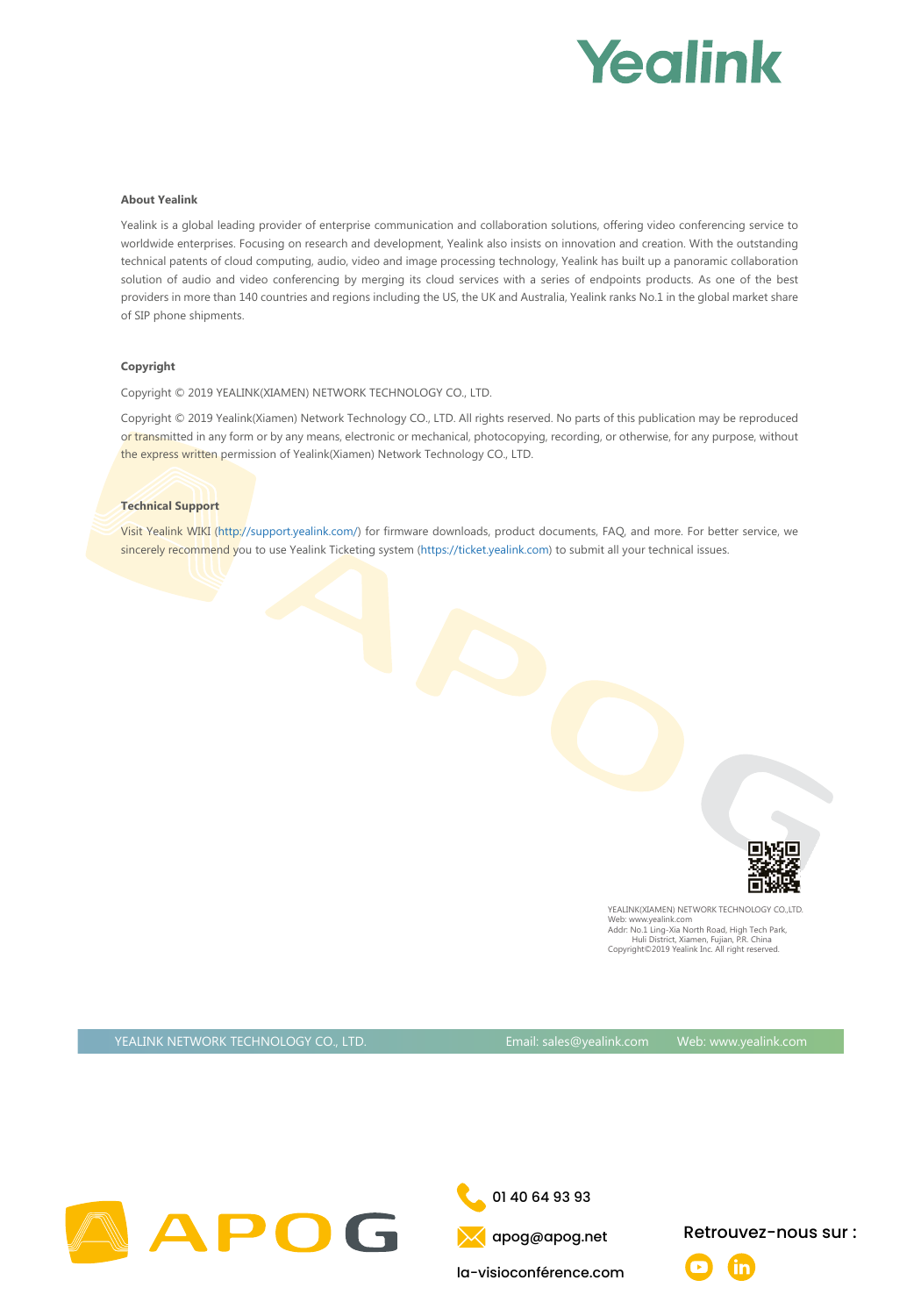Yealink

**About Yealink**

Yealink is a global leading provider of enterprise communication and collaboration solutions, offering video conferencing service to worldwide enterprises. Focusing on research and development, Yealink also insists on innovation and creation. With the outstanding technical patents of cloud computing, audio, video and image processing technology, Yealink has built up a panoramic collaboration solution of audio and video conferencing by merging its cloud services with a series of endpoints products. As one of the best providers in more than 140 countries and regions including the US, the UK and Australia, Yealink ranks No.1 in the global market share of SIP phone shipments.

**Copyright**

Copyright © 2019 YEALINK(XIAMEN) NETWORK TECHNOLOGY CO., LTD.

Copyright © 2019 Yealink(Xiamen) Network Technology CO., LTD. All rights reserved. No parts of this publication may be reproduced or transmitted in any form or by any means, electronic or mechanical, photocopying, recording, or otherwise, for any purpose, without the express written permission of Yealink(Xiamen) Network Technology CO., LTD.

**Technical Support**

Visit Yealink WIKI (http://support.yealink.com/) for firmware downloads, product documents, FAQ, and more. For better service, we sincerely recommend you to use Yealink Ticketing system (https://ticket.yealink.com) to submit all your technical issues.

YEALINK(XIAMEN) NETWORK TECHNOLOGY CO.,LTD.
Web: www.yealink.com
Addr: No.1 Ling-Xia North Road, High Tech Park, Huli District, Xiamen, Fujian, P.R. China
Copyright©2019 Yealink Inc. All right reserved.

YEALINK NETWORK TECHNOLOGY CO., LTD. Email: sales@yealink.com Web: www.yealink.com

APOG

01 40 64 93 93

apog@apog.net

la-visioconférence.com

Retrouvez-nous sur :